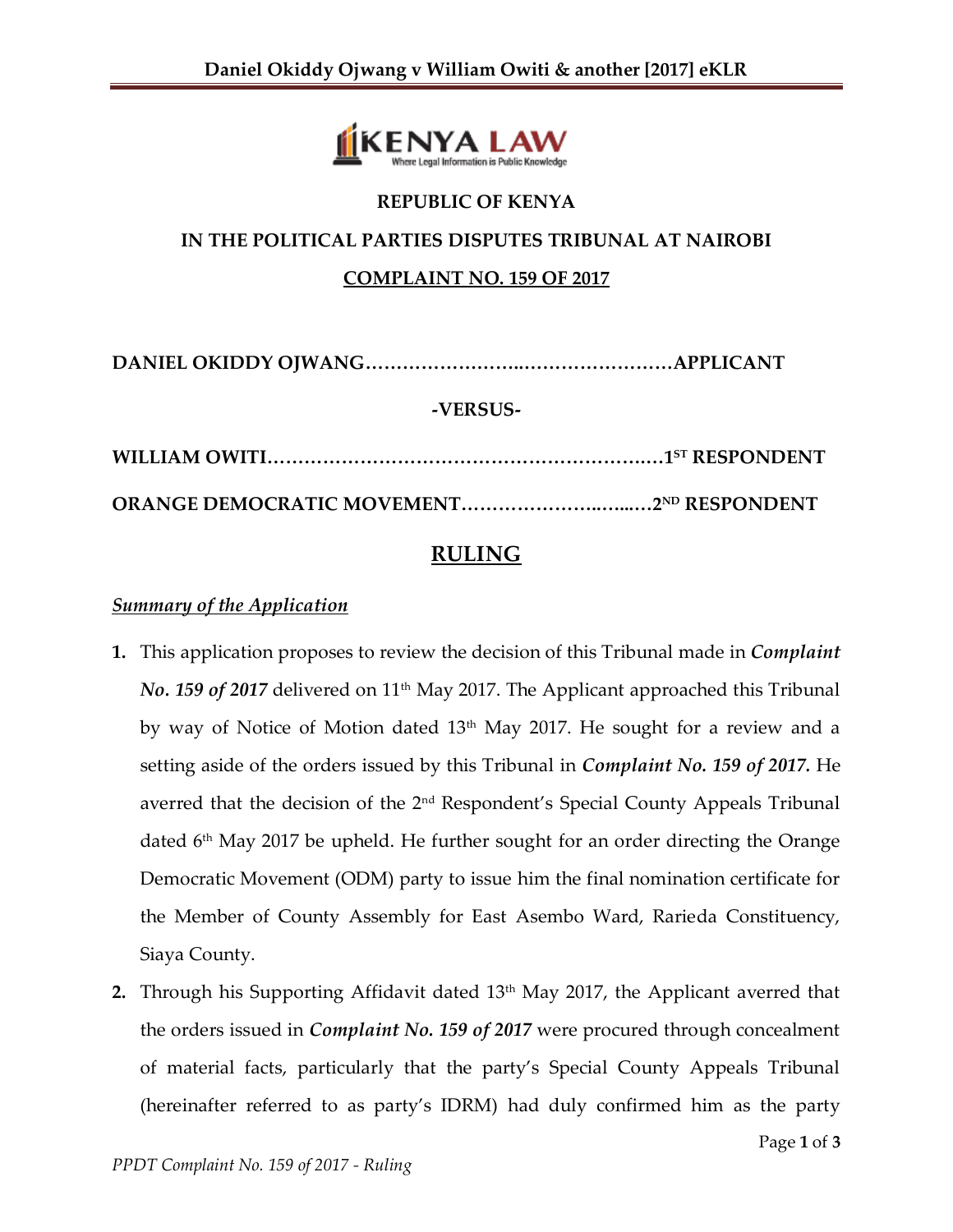REPUBLIC OF KENYA

IN THE POLITICAL PARTIES DISPUTES TRIBUNAL AT NAIROBI

COMPLAINT NO. 159 OF 2017

**DANIEL OKIDDY OJWANG……………………..……………………APPLICANT**

**-VERSUS-**

**WILLIAM OWITI……………………………………………………..…1ST RESPONDENT**

**ORANGE DEMOCRATIC MOVEMENT……………………..…...…2ND RESPONDENT**

# RULING

## *Summary of the Application*

1. This application proposes to review the decision of this Tribunal made in ***Complaint No. 159 of 2017*** delivered on 11th May 2017. The Applicant approached this Tribunal by way of Notice of Motion dated 13th May 2017. He sought for a review and a setting aside of the orders issued by this Tribunal in ***Complaint No. 159 of 2017.*** He averred that the decision of the 2nd Respondent's Special County Appeals Tribunal dated 6th May 2017 be upheld. He further sought for an order directing the Orange Democratic Movement (ODM) party to issue him the final nomination certificate for the Member of County Assembly for East Asembo Ward, Rarieda Constituency, Siaya County.

2. Through his Supporting Affidavit dated 13th May 2017, the Applicant averred that the orders issued in ***Complaint No. 159 of 2017*** were procured through concealment of material facts, particularly that the party's Special County Appeals Tribunal (hereinafter referred to as party's IDRM) had duly confirmed him as the party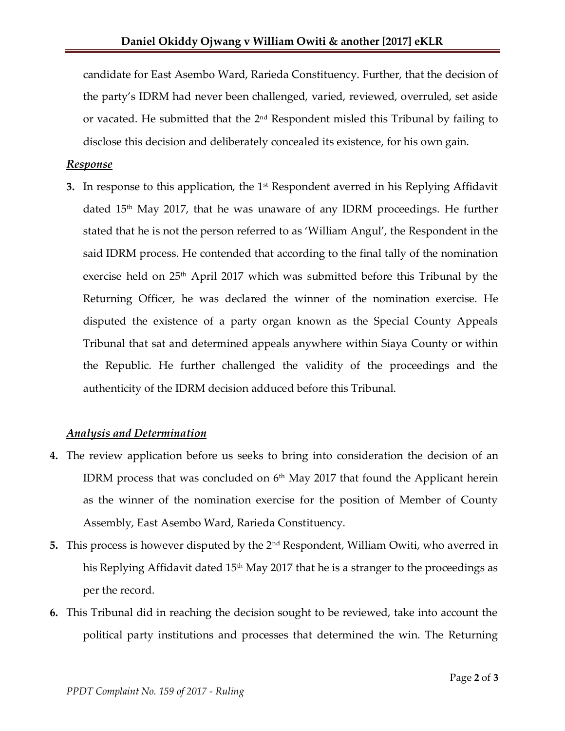candidate for East Asembo Ward, Rarieda Constituency. Further, that the decision of the party's IDRM had never been challenged, varied, reviewed, overruled, set aside or vacated. He submitted that the 2nd Respondent misled this Tribunal by failing to disclose this decision and deliberately concealed its existence, for his own gain.

***Response***

**3.** In response to this application, the 1st Respondent averred in his Replying Affidavit dated 15th May 2017, that he was unaware of any IDRM proceedings. He further stated that he is not the person referred to as 'William Angul', the Respondent in the said IDRM process. He contended that according to the final tally of the nomination exercise held on 25th April 2017 which was submitted before this Tribunal by the Returning Officer, he was declared the winner of the nomination exercise. He disputed the existence of a party organ known as the Special County Appeals Tribunal that sat and determined appeals anywhere within Siaya County or within the Republic. He further challenged the validity of the proceedings and the authenticity of the IDRM decision adduced before this Tribunal.

***Analysis and Determination***

**4.** The review application before us seeks to bring into consideration the decision of an IDRM process that was concluded on 6th May 2017 that found the Applicant herein as the winner of the nomination exercise for the position of Member of County Assembly, East Asembo Ward, Rarieda Constituency.

**5.** This process is however disputed by the 2nd Respondent, William Owiti, who averred in his Replying Affidavit dated 15th May 2017 that he is a stranger to the proceedings as per the record.

**6.** This Tribunal did in reaching the decision sought to be reviewed, take into account the political party institutions and processes that determined the win. The Returning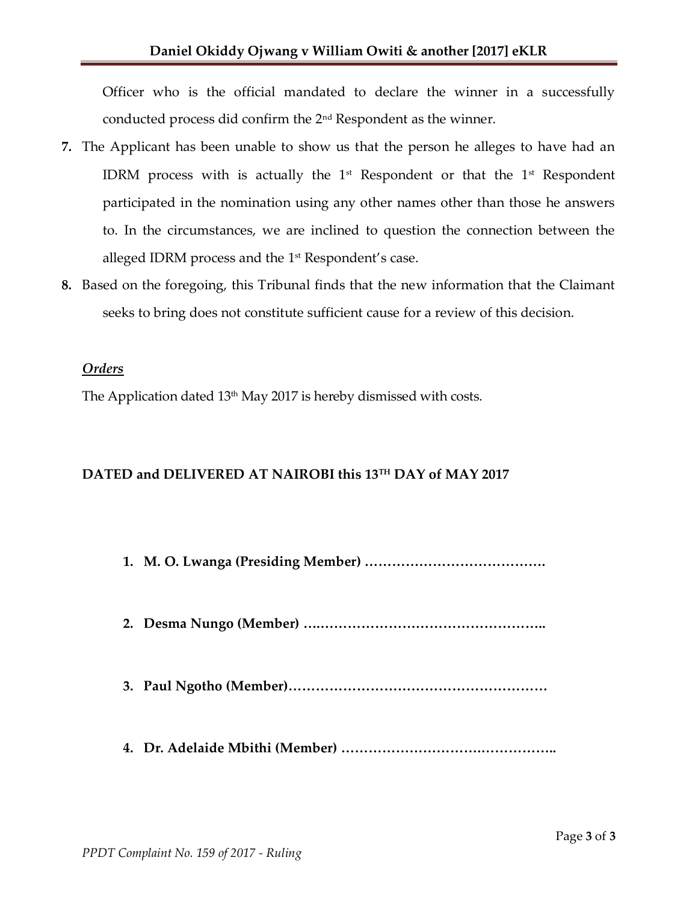Officer who is the official mandated to declare the winner in a successfully conducted process did confirm the 2nd Respondent as the winner.

**7.** The Applicant has been unable to show us that the person he alleges to have had an IDRM process with is actually the 1st Respondent or that the 1st Respondent participated in the nomination using any other names other than those he answers to. In the circumstances, we are inclined to question the connection between the alleged IDRM process and the 1st Respondent's case.

**8.** Based on the foregoing, this Tribunal finds that the new information that the Claimant seeks to bring does not constitute sufficient cause for a review of this decision.

***Orders***

The Application dated 13th May 2017 is hereby dismissed with costs.

**DATED and DELIVERED AT NAIROBI this 13TH DAY of MAY 2017**

1. **M. O. Lwanga (Presiding Member) ………………………………….**
2. **Desma Nungo (Member) …………………………………………..**
3. **Paul Ngotho (Member)…………………………………………………**
4. **Dr. Adelaide Mbithi (Member) ……………………………………..**